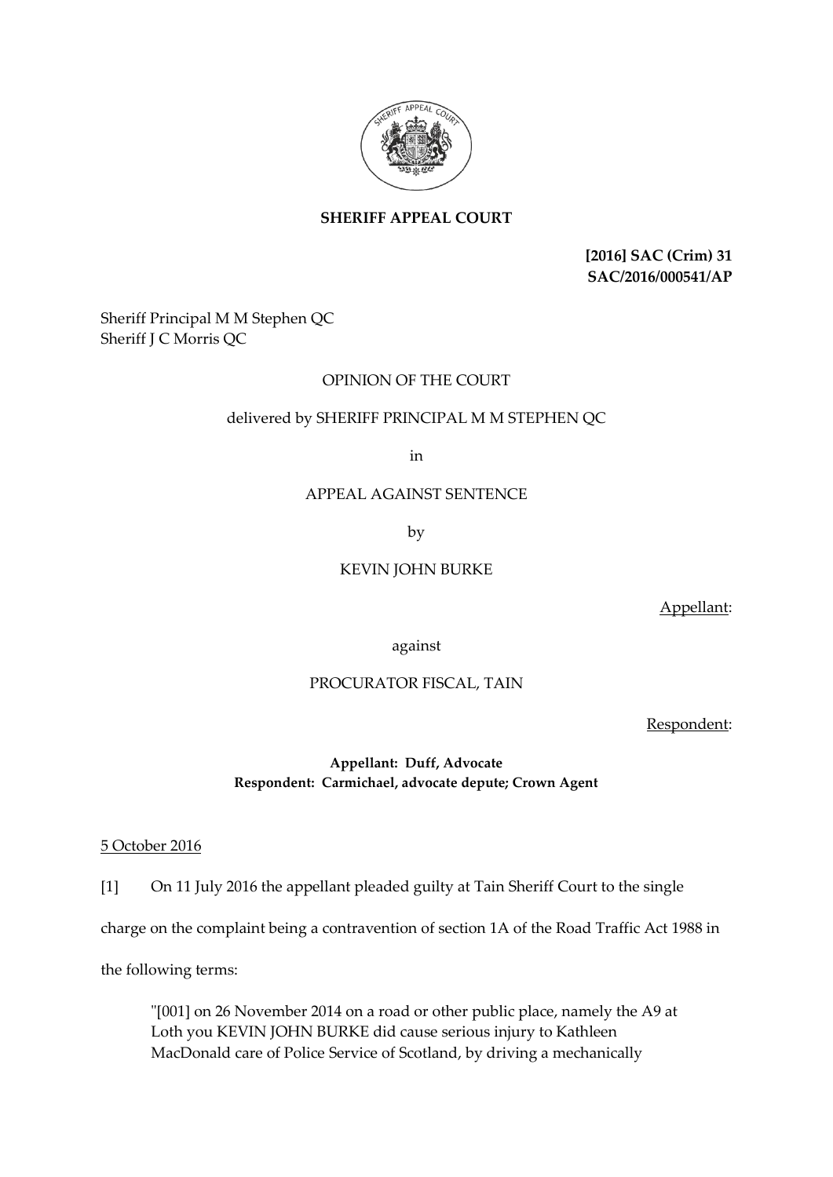**SHERIFF APPEAL COURT**

**[2016] SAC (Crim) 31**
**SAC/2016/000541/AP**

Sheriff Principal M M Stephen QC
Sheriff J C Morris QC

OPINION OF THE COURT

delivered by SHERIFF PRINCIPAL M M STEPHEN QC

in

APPEAL AGAINST SENTENCE

by

KEVIN JOHN BURKE

Appellant:

against

PROCURATOR FISCAL, TAIN

Respondent:

**Appellant: Duff, Advocate**
**Respondent: Carmichael, advocate depute; Crown Agent**

5 October 2016

[1] On 11 July 2016 the appellant pleaded guilty at Tain Sheriff Court to the single charge on the complaint being a contravention of section 1A of the Road Traffic Act 1988 in the following terms:

> "[001] on 26 November 2014 on a road or other public place, namely the A9 at Loth you KEVIN JOHN BURKE did cause serious injury to Kathleen MacDonald care of Police Service of Scotland, by driving a mechanically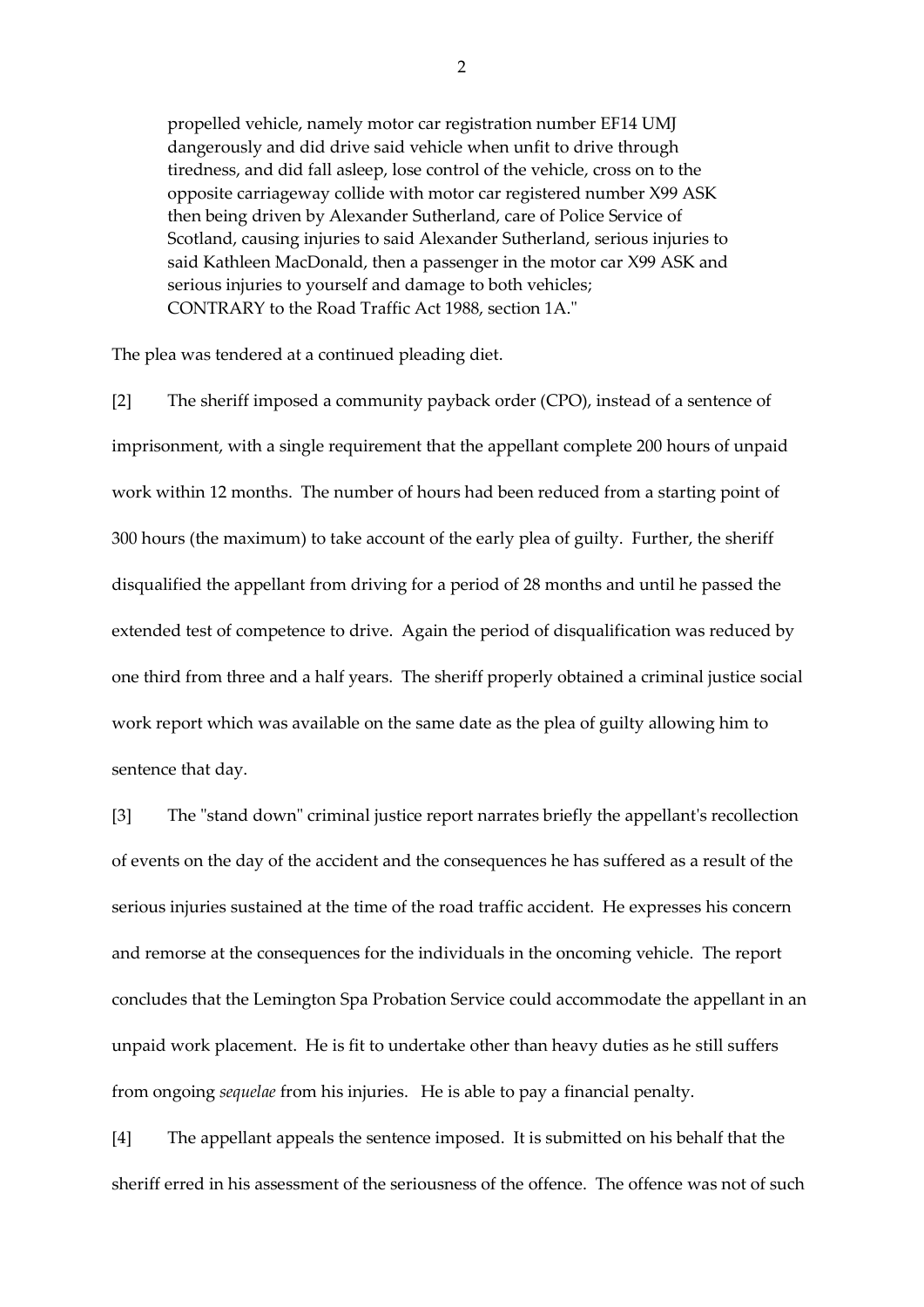propelled vehicle, namely motor car registration number EF14 UMJ dangerously and did drive said vehicle when unfit to drive through tiredness, and did fall asleep, lose control of the vehicle, cross on to the opposite carriageway collide with motor car registered number X99 ASK then being driven by Alexander Sutherland, care of Police Service of Scotland, causing injuries to said Alexander Sutherland, serious injuries to said Kathleen MacDonald, then a passenger in the motor car X99 ASK and serious injuries to yourself and damage to both vehicles; CONTRARY to the Road Traffic Act 1988, section 1A."

The plea was tendered at a continued pleading diet.

[2] The sheriff imposed a community payback order (CPO), instead of a sentence of imprisonment, with a single requirement that the appellant complete 200 hours of unpaid work within 12 months. The number of hours had been reduced from a starting point of 300 hours (the maximum) to take account of the early plea of guilty. Further, the sheriff disqualified the appellant from driving for a period of 28 months and until he passed the extended test of competence to drive. Again the period of disqualification was reduced by one third from three and a half years. The sheriff properly obtained a criminal justice social work report which was available on the same date as the plea of guilty allowing him to sentence that day.

[3] The "stand down" criminal justice report narrates briefly the appellant's recollection of events on the day of the accident and the consequences he has suffered as a result of the serious injuries sustained at the time of the road traffic accident. He expresses his concern and remorse at the consequences for the individuals in the oncoming vehicle. The report concludes that the Lemington Spa Probation Service could accommodate the appellant in an unpaid work placement. He is fit to undertake other than heavy duties as he still suffers from ongoing *sequelae* from his injuries. He is able to pay a financial penalty.

[4] The appellant appeals the sentence imposed. It is submitted on his behalf that the sheriff erred in his assessment of the seriousness of the offence. The offence was not of such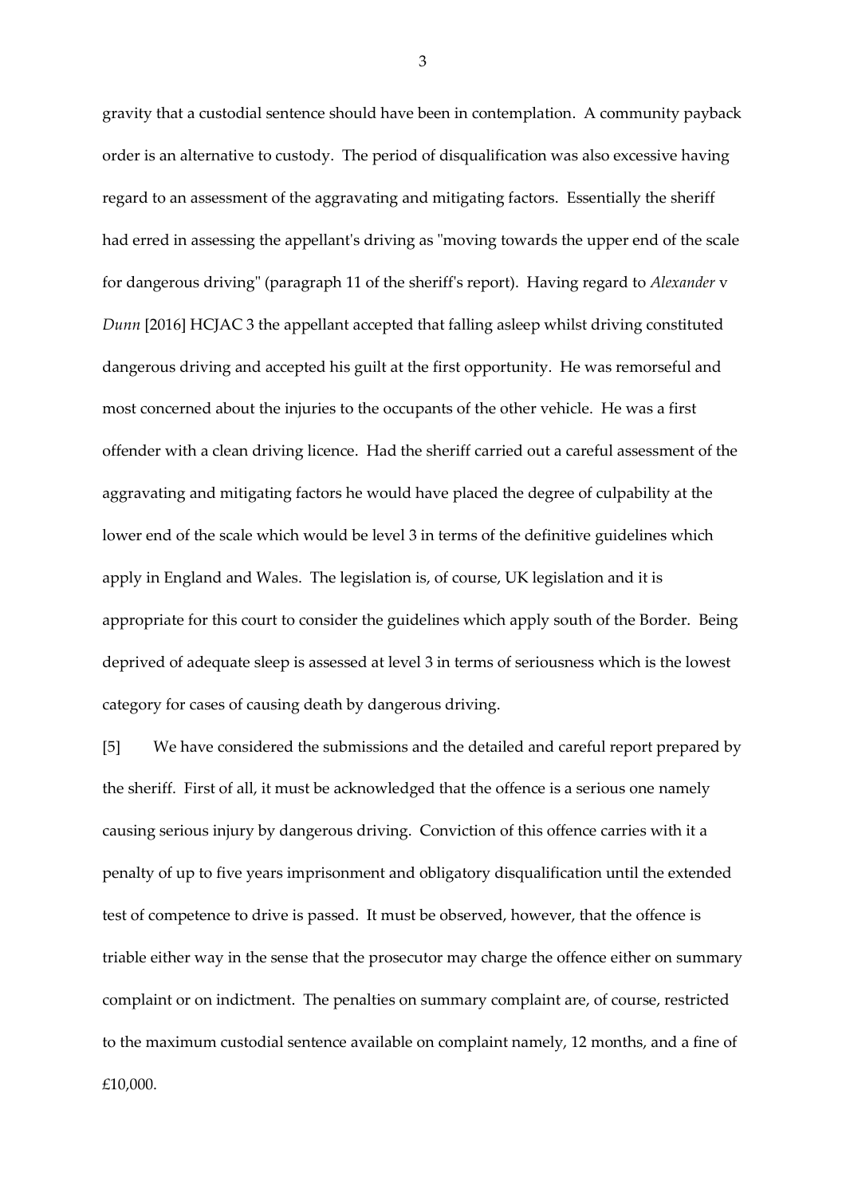gravity that a custodial sentence should have been in contemplation. A community payback order is an alternative to custody. The period of disqualification was also excessive having regard to an assessment of the aggravating and mitigating factors. Essentially the sheriff had erred in assessing the appellant's driving as "moving towards the upper end of the scale for dangerous driving" (paragraph 11 of the sheriff's report). Having regard to *Alexander* v *Dunn* [2016] HCJAC 3 the appellant accepted that falling asleep whilst driving constituted dangerous driving and accepted his guilt at the first opportunity. He was remorseful and most concerned about the injuries to the occupants of the other vehicle. He was a first offender with a clean driving licence. Had the sheriff carried out a careful assessment of the aggravating and mitigating factors he would have placed the degree of culpability at the lower end of the scale which would be level 3 in terms of the definitive guidelines which apply in England and Wales. The legislation is, of course, UK legislation and it is appropriate for this court to consider the guidelines which apply south of the Border. Being deprived of adequate sleep is assessed at level 3 in terms of seriousness which is the lowest category for cases of causing death by dangerous driving.

[5] We have considered the submissions and the detailed and careful report prepared by the sheriff. First of all, it must be acknowledged that the offence is a serious one namely causing serious injury by dangerous driving. Conviction of this offence carries with it a penalty of up to five years imprisonment and obligatory disqualification until the extended test of competence to drive is passed. It must be observed, however, that the offence is triable either way in the sense that the prosecutor may charge the offence either on summary complaint or on indictment. The penalties on summary complaint are, of course, restricted to the maximum custodial sentence available on complaint namely, 12 months, and a fine of £10,000.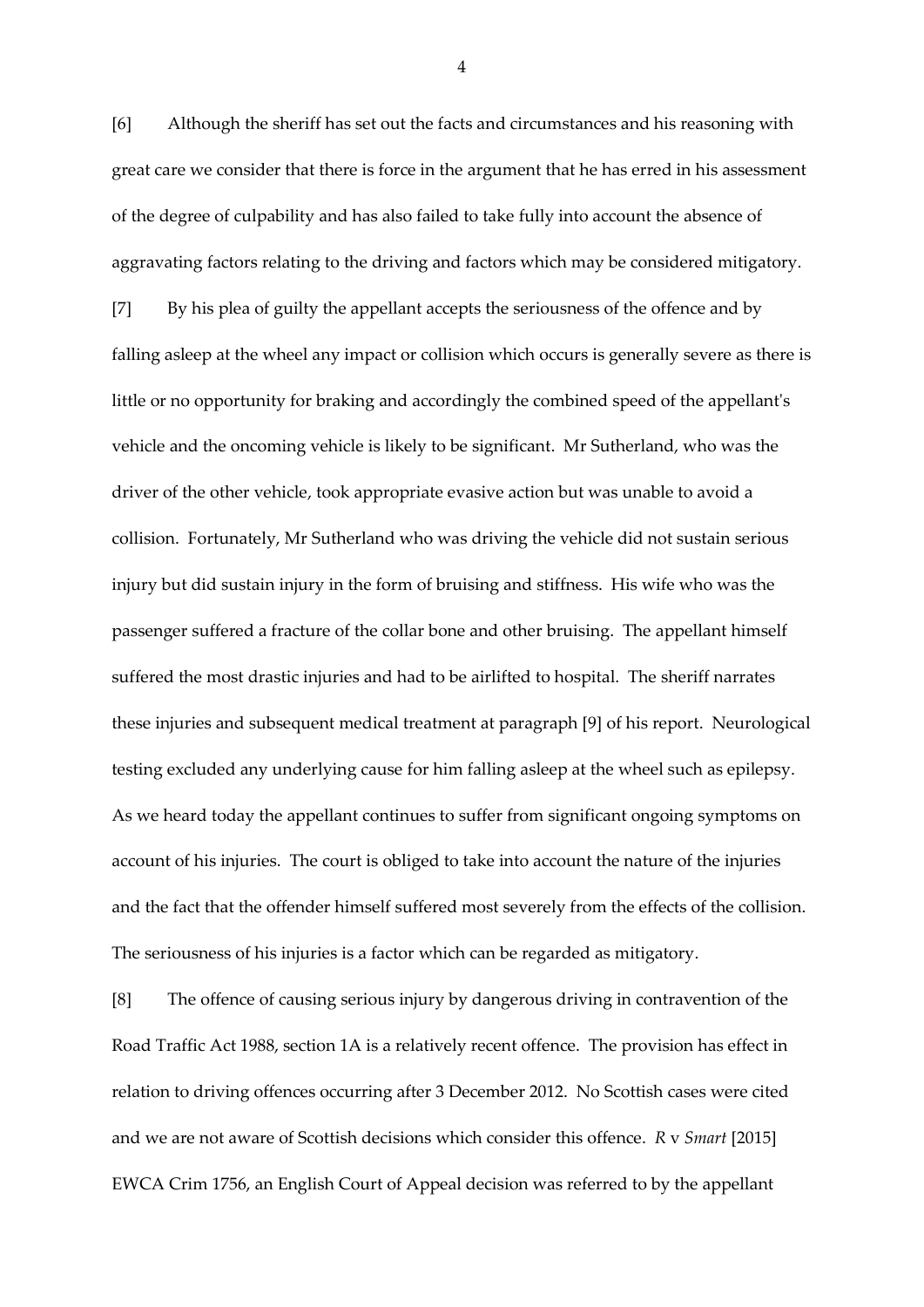[6] Although the sheriff has set out the facts and circumstances and his reasoning with great care we consider that there is force in the argument that he has erred in his assessment of the degree of culpability and has also failed to take fully into account the absence of aggravating factors relating to the driving and factors which may be considered mitigatory.

[7] By his plea of guilty the appellant accepts the seriousness of the offence and by falling asleep at the wheel any impact or collision which occurs is generally severe as there is little or no opportunity for braking and accordingly the combined speed of the appellant's vehicle and the oncoming vehicle is likely to be significant. Mr Sutherland, who was the driver of the other vehicle, took appropriate evasive action but was unable to avoid a collision. Fortunately, Mr Sutherland who was driving the vehicle did not sustain serious injury but did sustain injury in the form of bruising and stiffness. His wife who was the passenger suffered a fracture of the collar bone and other bruising. The appellant himself suffered the most drastic injuries and had to be airlifted to hospital. The sheriff narrates these injuries and subsequent medical treatment at paragraph [9] of his report. Neurological testing excluded any underlying cause for him falling asleep at the wheel such as epilepsy. As we heard today the appellant continues to suffer from significant ongoing symptoms on account of his injuries. The court is obliged to take into account the nature of the injuries and the fact that the offender himself suffered most severely from the effects of the collision. The seriousness of his injuries is a factor which can be regarded as mitigatory.

[8] The offence of causing serious injury by dangerous driving in contravention of the Road Traffic Act 1988, section 1A is a relatively recent offence. The provision has effect in relation to driving offences occurring after 3 December 2012. No Scottish cases were cited and we are not aware of Scottish decisions which consider this offence. *R* v *Smart* [2015] EWCA Crim 1756, an English Court of Appeal decision was referred to by the appellant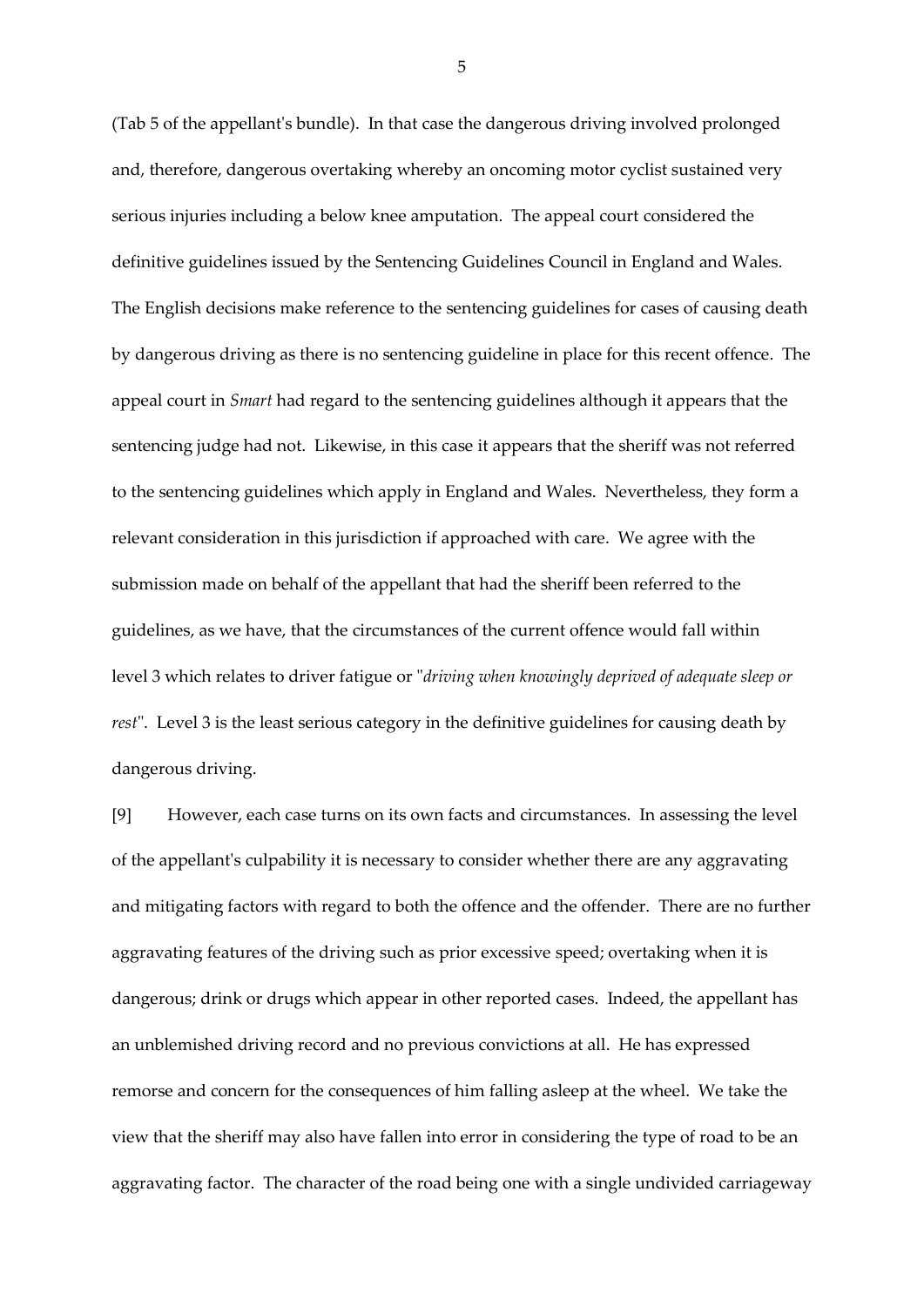(Tab 5 of the appellant's bundle). In that case the dangerous driving involved prolonged and, therefore, dangerous overtaking whereby an oncoming motor cyclist sustained very serious injuries including a below knee amputation. The appeal court considered the definitive guidelines issued by the Sentencing Guidelines Council in England and Wales. The English decisions make reference to the sentencing guidelines for cases of causing death by dangerous driving as there is no sentencing guideline in place for this recent offence. The appeal court in *Smart* had regard to the sentencing guidelines although it appears that the sentencing judge had not. Likewise, in this case it appears that the sheriff was not referred to the sentencing guidelines which apply in England and Wales. Nevertheless, they form a relevant consideration in this jurisdiction if approached with care. We agree with the submission made on behalf of the appellant that had the sheriff been referred to the guidelines, as we have, that the circumstances of the current offence would fall within level 3 which relates to driver fatigue or "*driving when knowingly deprived of adequate sleep or rest*". Level 3 is the least serious category in the definitive guidelines for causing death by dangerous driving.

[9] However, each case turns on its own facts and circumstances. In assessing the level of the appellant's culpability it is necessary to consider whether there are any aggravating and mitigating factors with regard to both the offence and the offender. There are no further aggravating features of the driving such as prior excessive speed; overtaking when it is dangerous; drink or drugs which appear in other reported cases. Indeed, the appellant has an unblemished driving record and no previous convictions at all. He has expressed remorse and concern for the consequences of him falling asleep at the wheel. We take the view that the sheriff may also have fallen into error in considering the type of road to be an aggravating factor. The character of the road being one with a single undivided carriageway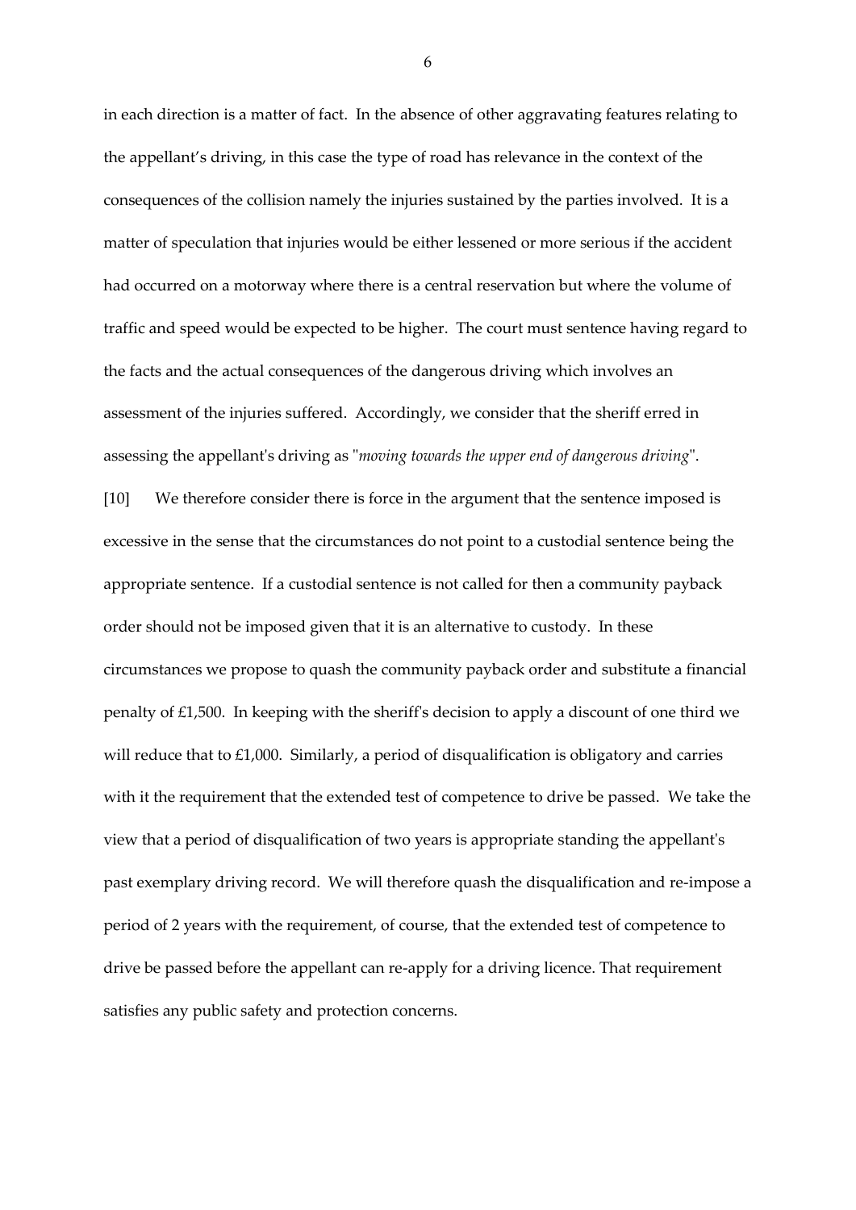in each direction is a matter of fact. In the absence of other aggravating features relating to the appellant's driving, in this case the type of road has relevance in the context of the consequences of the collision namely the injuries sustained by the parties involved. It is a matter of speculation that injuries would be either lessened or more serious if the accident had occurred on a motorway where there is a central reservation but where the volume of traffic and speed would be expected to be higher. The court must sentence having regard to the facts and the actual consequences of the dangerous driving which involves an assessment of the injuries suffered. Accordingly, we consider that the sheriff erred in assessing the appellant's driving as "*moving towards the upper end of dangerous driving*".

[10] We therefore consider there is force in the argument that the sentence imposed is excessive in the sense that the circumstances do not point to a custodial sentence being the appropriate sentence. If a custodial sentence is not called for then a community payback order should not be imposed given that it is an alternative to custody. In these circumstances we propose to quash the community payback order and substitute a financial penalty of £1,500. In keeping with the sheriff's decision to apply a discount of one third we will reduce that to £1,000. Similarly, a period of disqualification is obligatory and carries with it the requirement that the extended test of competence to drive be passed. We take the view that a period of disqualification of two years is appropriate standing the appellant's past exemplary driving record. We will therefore quash the disqualification and re-impose a period of 2 years with the requirement, of course, that the extended test of competence to drive be passed before the appellant can re-apply for a driving licence. That requirement satisfies any public safety and protection concerns.